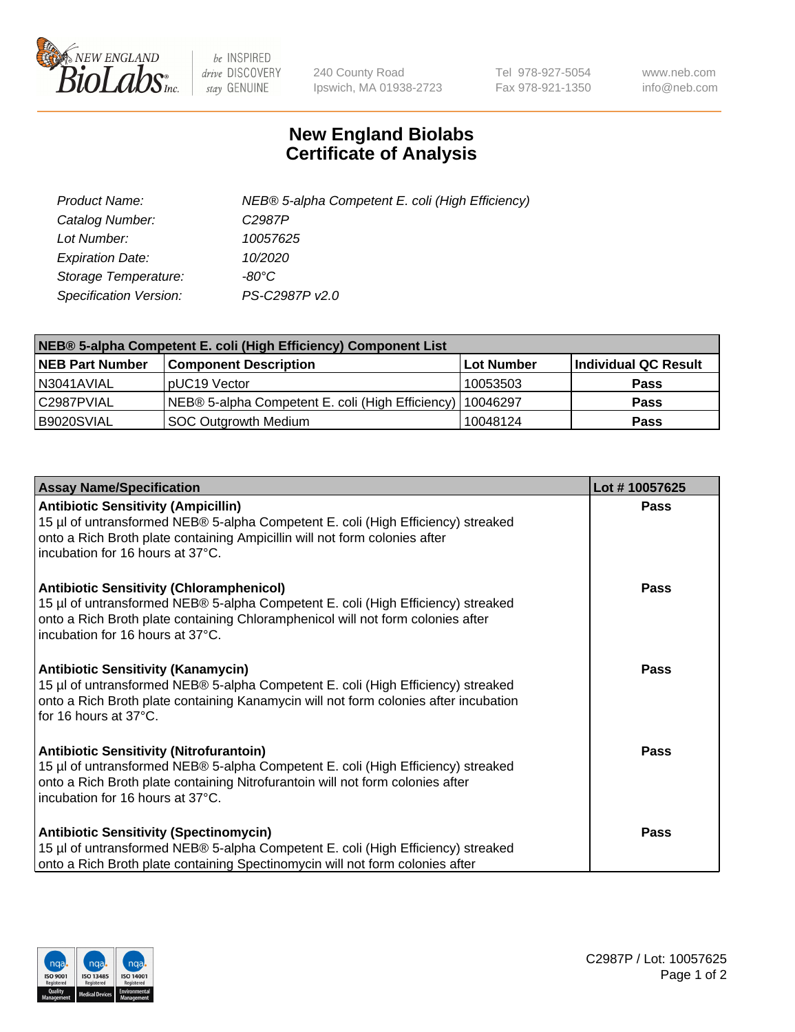New England Biolabs, Inc. — be INSPIRED drive DISCOVERY stay GENUINE

240 County Road
Ipswich, MA 01938-2723

Tel 978-927-5054
Fax 978-921-1350

www.neb.com
info@neb.com

# New England Biolabs
# Certificate of Analysis

| | |
|---|---|
| *Product Name:* | *NEB® 5-alpha Competent E. coli (High Efficiency)* |
| *Catalog Number:* | *C2987P* |
| *Lot Number:* | *10057625* |
| *Expiration Date:* | *10/2020* |
| *Storage Temperature:* | *-80°C* |
| *Specification Version:* | *PS-C2987P v2.0* |

| **NEB® 5-alpha Competent E. coli (High Efficiency) Component List** | | | |
|---|---|---|---|
| **NEB Part Number** | **Component Description** | **Lot Number** | **Individual QC Result** |
| N3041AVIAL | pUC19 Vector | 10053503 | **Pass** |
| C2987PVIAL | NEB® 5-alpha Competent E. coli (High Efficiency) | 10046297 | **Pass** |
| B9020SVIAL | SOC Outgrowth Medium | 10048124 | **Pass** |

| **Assay Name/Specification** | **Lot # 10057625** |
|---|---|
| **Antibiotic Sensitivity (Ampicillin)** 15 µl of untransformed NEB® 5-alpha Competent E. coli (High Efficiency) streaked onto a Rich Broth plate containing Ampicillin will not form colonies after incubation for 16 hours at 37°C. | **Pass** |
| **Antibiotic Sensitivity (Chloramphenicol)** 15 µl of untransformed NEB® 5-alpha Competent E. coli (High Efficiency) streaked onto a Rich Broth plate containing Chloramphenicol will not form colonies after incubation for 16 hours at 37°C. | **Pass** |
| **Antibiotic Sensitivity (Kanamycin)** 15 µl of untransformed NEB® 5-alpha Competent E. coli (High Efficiency) streaked onto a Rich Broth plate containing Kanamycin will not form colonies after incubation for 16 hours at 37°C. | **Pass** |
| **Antibiotic Sensitivity (Nitrofurantoin)** 15 µl of untransformed NEB® 5-alpha Competent E. coli (High Efficiency) streaked onto a Rich Broth plate containing Nitrofurantoin will not form colonies after incubation for 16 hours at 37°C. | **Pass** |
| **Antibiotic Sensitivity (Spectinomycin)** 15 µl of untransformed NEB® 5-alpha Competent E. coli (High Efficiency) streaked onto a Rich Broth plate containing Spectinomycin will not form colonies after | **Pass** |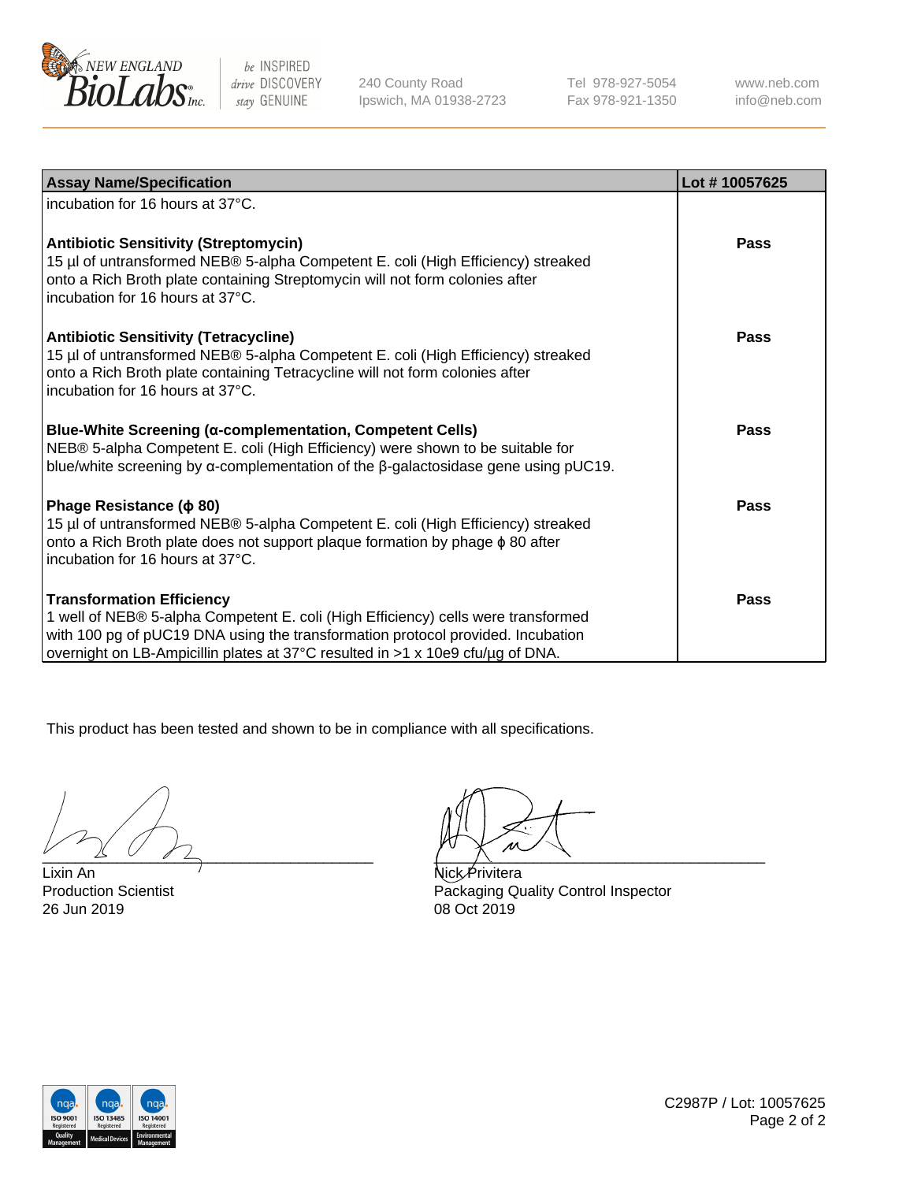| Assay Name/Specification | Lot # 10057625 |
| --- | --- |
| incubation for 16 hours at 37°C. | |
| **Antibiotic Sensitivity (Streptomycin)**<br>15 µl of untransformed NEB® 5-alpha Competent E. coli (High Efficiency) streaked onto a Rich Broth plate containing Streptomycin will not form colonies after incubation for 16 hours at 37°C. | **Pass** |
| **Antibiotic Sensitivity (Tetracycline)**<br>15 µl of untransformed NEB® 5-alpha Competent E. coli (High Efficiency) streaked onto a Rich Broth plate containing Tetracycline will not form colonies after incubation for 16 hours at 37°C. | **Pass** |
| **Blue-White Screening (α-complementation, Competent Cells)**<br>NEB® 5-alpha Competent E. coli (High Efficiency) were shown to be suitable for blue/white screening by α-complementation of the β-galactosidase gene using pUC19. | **Pass** |
| **Phage Resistance (ϕ 80)**<br>15 µl of untransformed NEB® 5-alpha Competent E. coli (High Efficiency) streaked onto a Rich Broth plate does not support plaque formation by phage ϕ 80 after incubation for 16 hours at 37°C. | **Pass** |
| **Transformation Efficiency**<br>1 well of NEB® 5-alpha Competent E. coli (High Efficiency) cells were transformed with 100 pg of pUC19 DNA using the transformation protocol provided. Incubation overnight on LB-Ampicillin plates at 37°C resulted in >1 x 10e9 cfu/µg of DNA. | **Pass** |

This product has been tested and shown to be in compliance with all specifications.

Lixin An
Production Scientist
26 Jun 2019

Nick Privitera
Packaging Quality Control Inspector
08 Oct 2019

C2987P / Lot: 10057625